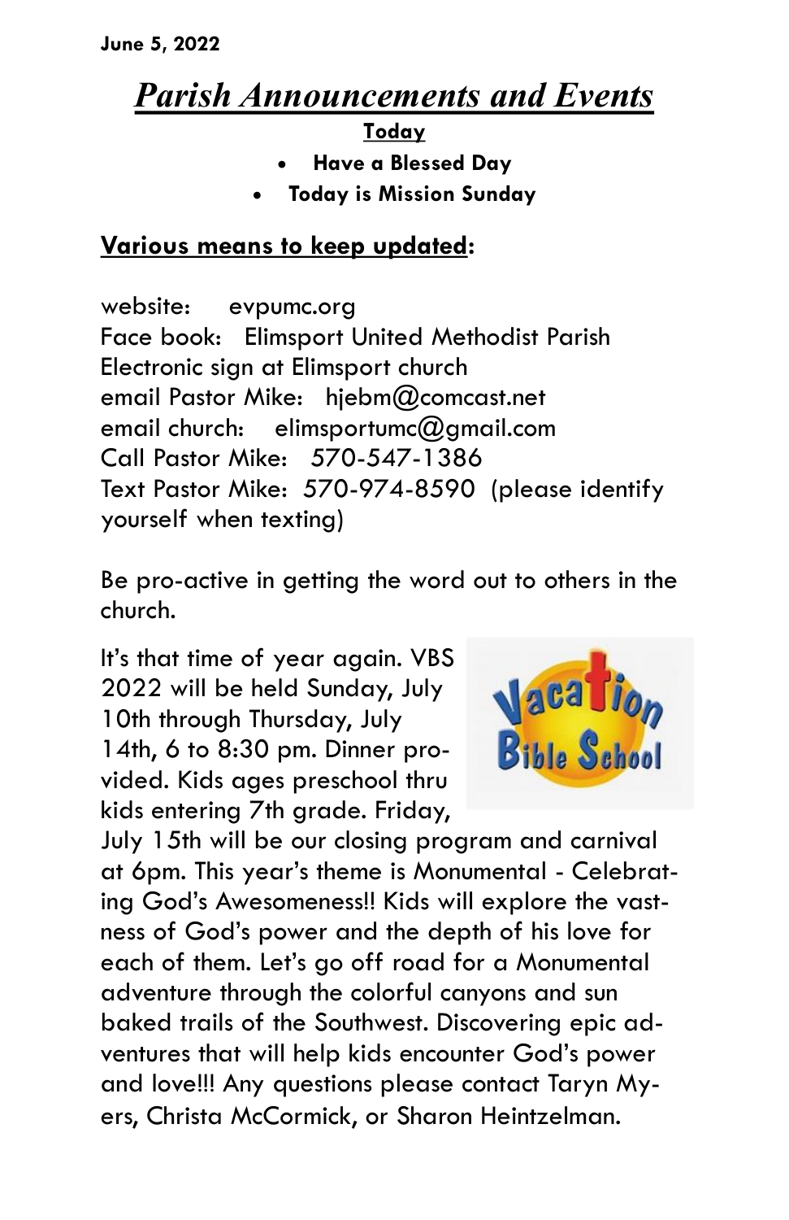**June 5, 2022**

# *Parish Announcements and Events*

**Today**

- **Have a Blessed Day**
- **Today is Mission Sunday**

## Various means to keep updated:

website: evpumc.org
Face book: Elimsport United Methodist Parish
Electronic sign at Elimsport church
email Pastor Mike: hjebm@comcast.net
email church: elimsportumc@gmail.com
Call Pastor Mike: 570-547-1386
Text Pastor Mike: 570-974-8590 (please identify yourself when texting)

Be pro-active in getting the word out to others in the church.

It's that time of year again. VBS 2022 will be held Sunday, July 10th through Thursday, July 14th, 6 to 8:30 pm. Dinner provided. Kids ages preschool thru kids entering 7th grade. Friday, July 15th will be our closing program and carnival at 6pm. This year's theme is Monumental - Celebrating God's Awesomeness!! Kids will explore the vastness of God's power and the depth of his love for each of them. Let's go off road for a Monumental adventure through the colorful canyons and sun baked trails of the Southwest. Discovering epic adventures that will help kids encounter God's power and love!!! Any questions please contact Taryn Myers, Christa McCormick, or Sharon Heintzelman.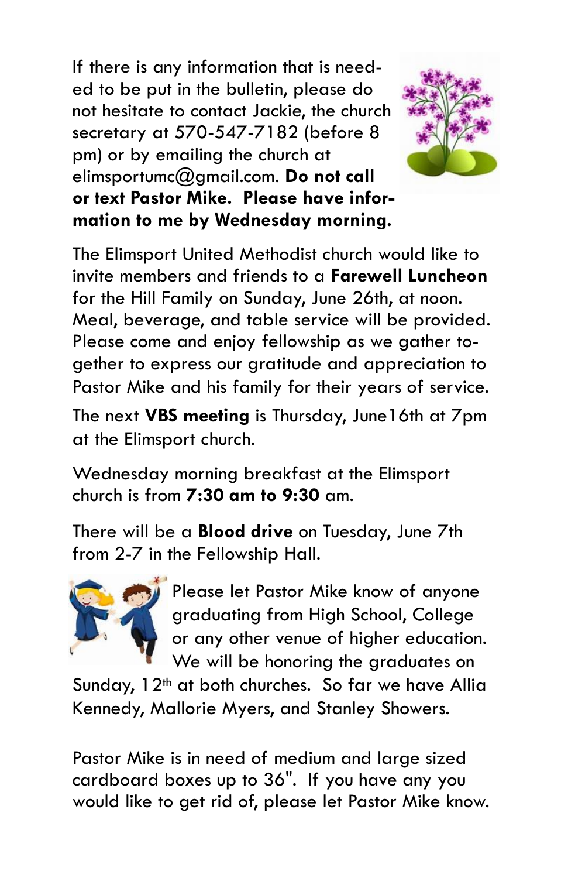If there is any information that is needed to be put in the bulletin, please do not hesitate to contact Jackie, the church secretary at 570-547-7182 (before 8 pm) or by emailing the church at elimsportumc@gmail.com. **Do not call or text Pastor Mike. Please have information to me by Wednesday morning.**

The Elimsport United Methodist church would like to invite members and friends to a **Farewell Luncheon** for the Hill Family on Sunday, June 26th, at noon. Meal, beverage, and table service will be provided. Please come and enjoy fellowship as we gather together to express our gratitude and appreciation to Pastor Mike and his family for their years of service.

The next **VBS meeting** is Thursday, June16th at 7pm at the Elimsport church.

Wednesday morning breakfast at the Elimsport church is from **7:30 am to 9:30** am.

There will be a **Blood drive** on Tuesday, June 7th from 2-7 in the Fellowship Hall.

Please let Pastor Mike know of anyone graduating from High School, College or any other venue of higher education. We will be honoring the graduates on Sunday, 12th at both churches. So far we have Allia Kennedy, Mallorie Myers, and Stanley Showers.

Pastor Mike is in need of medium and large sized cardboard boxes up to 36". If you have any you would like to get rid of, please let Pastor Mike know.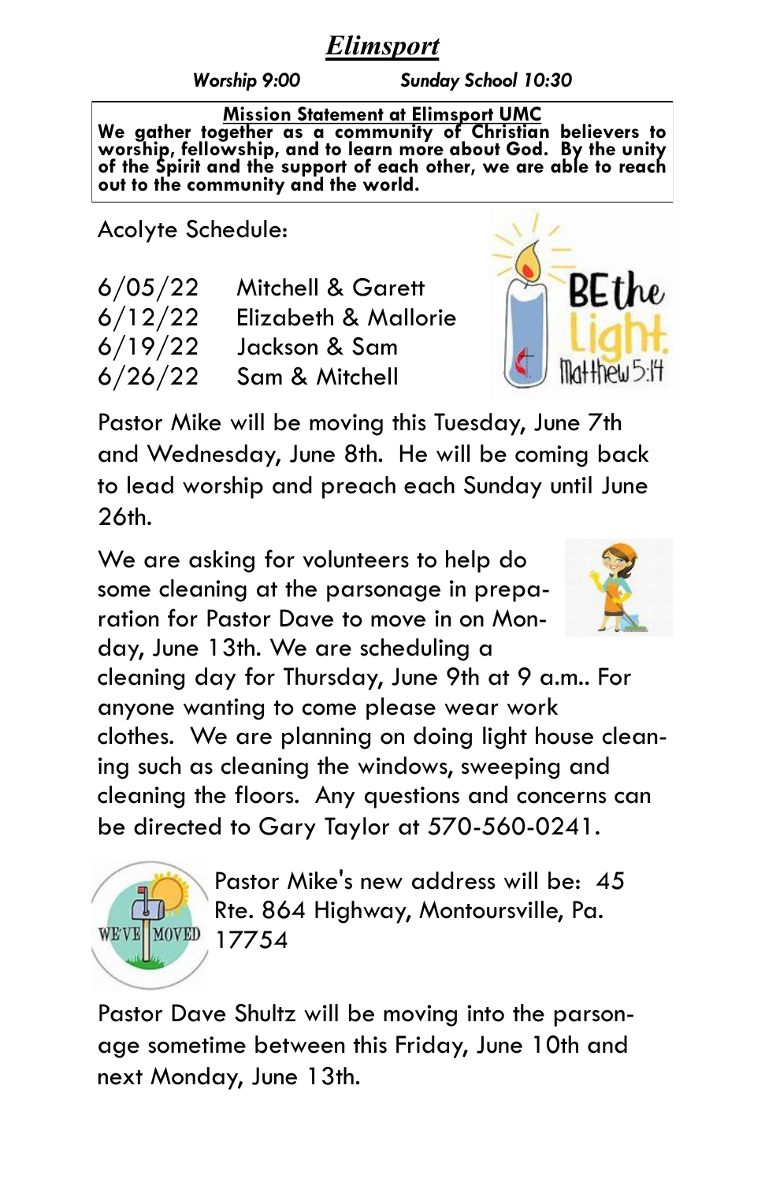# *Elimsport*

***Worship 9:00*** ***Sunday School 10:30***

**Mission Statement at Elimsport UMC**

**We gather together as a community of Christian believers to worship, fellowship, and to learn more about God. By the unity of the Spirit and the support of each other, we are able to reach out to the community and the world.**

Acolyte Schedule:

| | |
|---|---|
| 6/05/22 | Mitchell & Garett |
| 6/12/22 | Elizabeth & Mallorie |
| 6/19/22 | Jackson & Sam |
| 6/26/22 | Sam & Mitchell |

Pastor Mike will be moving this Tuesday, June 7th and Wednesday, June 8th. He will be coming back to lead worship and preach each Sunday until June 26th.

We are asking for volunteers to help do some cleaning at the parsonage in preparation for Pastor Dave to move in on Monday, June 13th. We are scheduling a cleaning day for Thursday, June 9th at 9 a.m.. For anyone wanting to come please wear work clothes. We are planning on doing light house cleaning such as cleaning the windows, sweeping and cleaning the floors. Any questions and concerns can be directed to Gary Taylor at 570-560-0241.

Pastor Mike's new address will be: 45 Rte. 864 Highway, Montoursville, Pa. 17754

Pastor Dave Shultz will be moving into the parsonage sometime between this Friday, June 10th and next Monday, June 13th.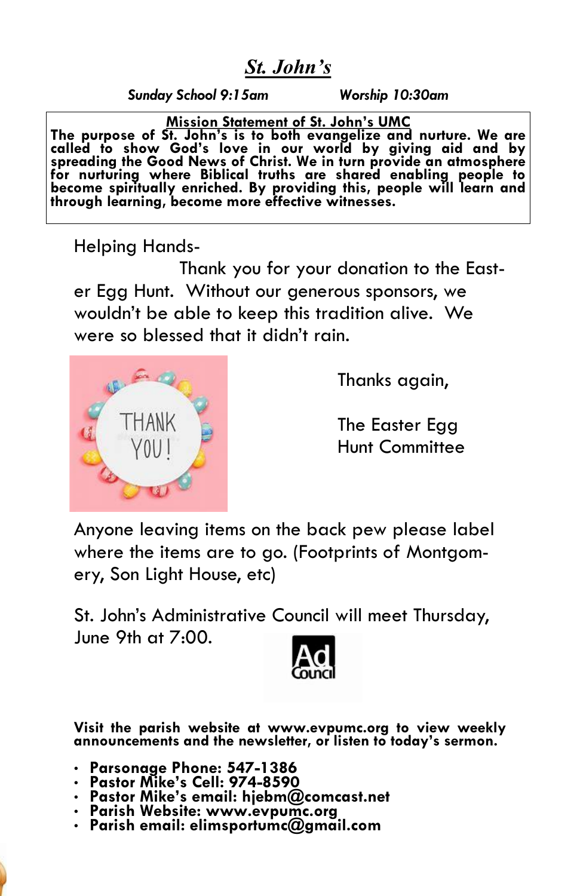# *St. John's*

*Sunday School 9:15am* *Worship 10:30am*

**Mission Statement of St. John's UMC**

**The purpose of St. John's is to both evangelize and nurture. We are called to show God's love in our world by giving aid and by spreading the Good News of Christ. We in turn provide an atmosphere for nurturing where Biblical truths are shared enabling people to become spiritually enriched. By providing this, people will learn and through learning, become more effective witnesses.**

Helping Hands-

Thank you for your donation to the Easter Egg Hunt. Without our generous sponsors, we wouldn't be able to keep this tradition alive. We were so blessed that it didn't rain.

Thanks again,

The Easter Egg Hunt Committee

Anyone leaving items on the back pew please label where the items are to go. (Footprints of Montgomery, Son Light House, etc)

St. John's Administrative Council will meet Thursday, June 9th at 7:00.

**Visit the parish website at www.evpumc.org to view weekly announcements and the newsletter, or listen to today's sermon.**

- **Parsonage Phone: 547-1386**
- **Pastor Mike's Cell: 974-8590**
- **Pastor Mike's email: hjebm@comcast.net**
- **Parish Website: www.evpumc.org**
- **Parish email: elimsportumc@gmail.com**